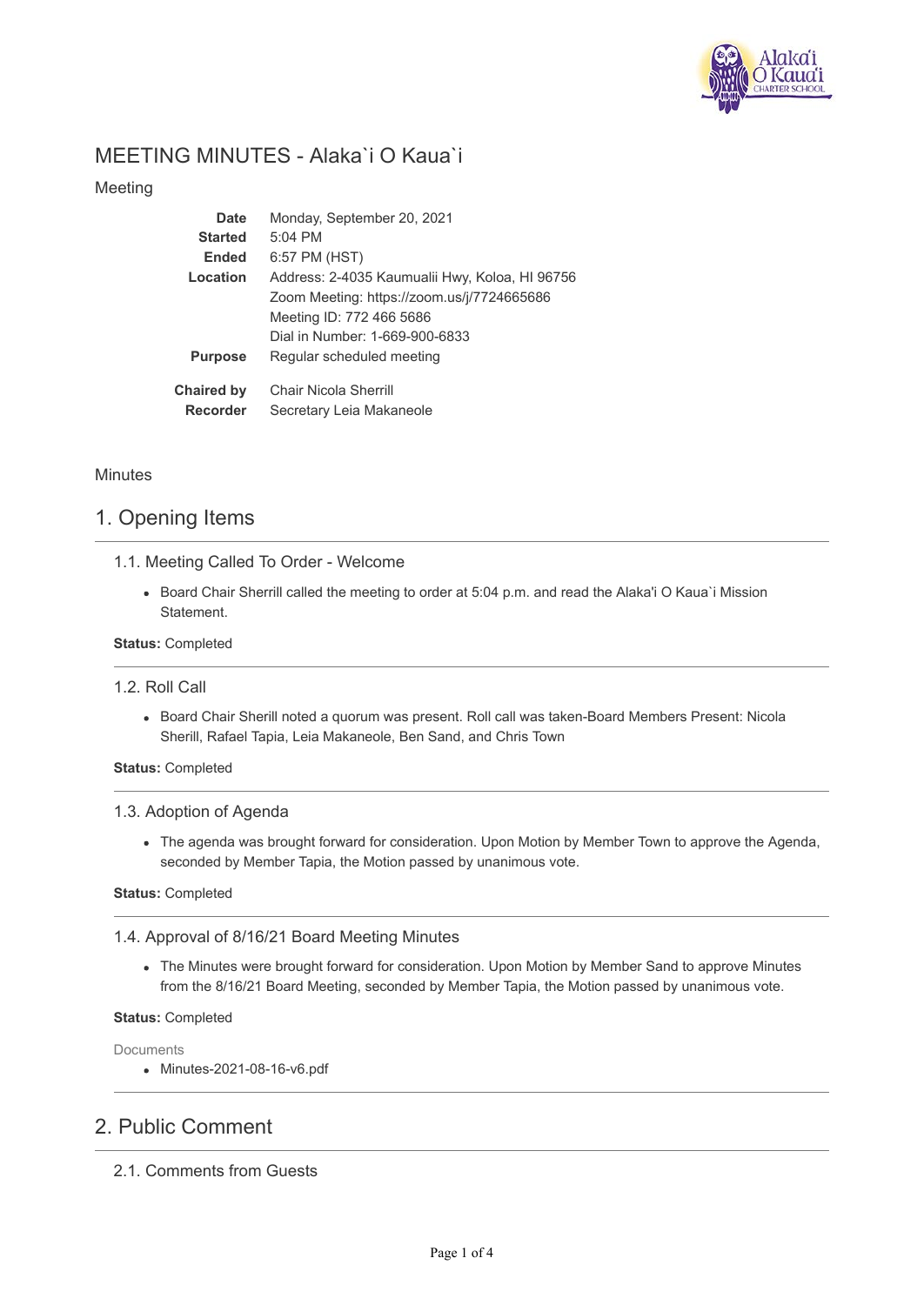# MEETING MINUTES - Alaka`i O Kaua`i

Meeting

| | |
|---|---|
| **Date** | Monday, September 20, 2021 |
| **Started** | 5:04 PM |
| **Ended** | 6:57 PM (HST) |
| **Location** | Address: 2-4035 Kaumualii Hwy, Koloa, HI 96756<br>Zoom Meeting: https://zoom.us/j/7724665686<br>Meeting ID: 772 466 5686<br>Dial in Number: 1-669-900-6833 |
| **Purpose** | Regular scheduled meeting |
| **Chaired by** | Chair Nicola Sherrill |
| **Recorder** | Secretary Leia Makaneole |

Minutes

## 1. Opening Items

### 1.1. Meeting Called To Order - Welcome

- Board Chair Sherrill called the meeting to order at 5:04 p.m. and read the Alaka'i O Kaua`i Mission Statement.

**Status:** Completed

### 1.2. Roll Call

- Board Chair Sherill noted a quorum was present. Roll call was taken-Board Members Present: Nicola Sherill, Rafael Tapia, Leia Makaneole, Ben Sand, and Chris Town

**Status:** Completed

### 1.3. Adoption of Agenda

- The agenda was brought forward for consideration. Upon Motion by Member Town to approve the Agenda, seconded by Member Tapia, the Motion passed by unanimous vote.

**Status:** Completed

### 1.4. Approval of 8/16/21 Board Meeting Minutes

- The Minutes were brought forward for consideration. Upon Motion by Member Sand to approve Minutes from the 8/16/21 Board Meeting, seconded by Member Tapia, the Motion passed by unanimous vote.

**Status:** Completed

Documents

- Minutes-2021-08-16-v6.pdf

## 2. Public Comment

### 2.1. Comments from Guests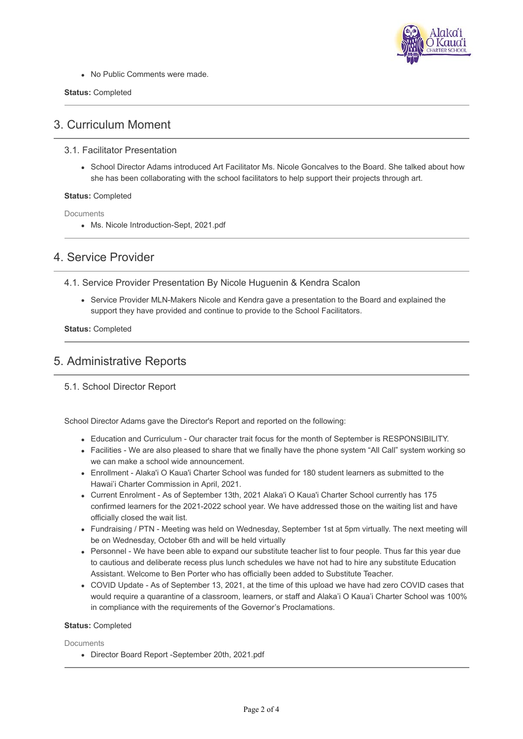- No Public Comments were made.

**Status:** Completed

## 3. Curriculum Moment

### 3.1. Facilitator Presentation

- School Director Adams introduced Art Facilitator Ms. Nicole Goncalves to the Board. She talked about how she has been collaborating with the school facilitators to help support their projects through art.

**Status:** Completed

Documents

- Ms. Nicole Introduction-Sept, 2021.pdf

## 4. Service Provider

### 4.1. Service Provider Presentation By Nicole Huguenin & Kendra Scalon

- Service Provider MLN-Makers Nicole and Kendra gave a presentation to the Board and explained the support they have provided and continue to provide to the School Facilitators.

**Status:** Completed

## 5. Administrative Reports

### 5.1. School Director Report

School Director Adams gave the Director's Report and reported on the following:

- Education and Curriculum - Our character trait focus for the month of September is RESPONSIBILITY.
- Facilities - We are also pleased to share that we finally have the phone system "All Call" system working so we can make a school wide announcement.
- Enrollment - Alaka'i O Kaua'i Charter School was funded for 180 student learners as submitted to the Hawai'i Charter Commission in April, 2021.
- Current Enrolment - As of September 13th, 2021 Alaka'i O Kaua'i Charter School currently has 175 confirmed learners for the 2021-2022 school year. We have addressed those on the waiting list and have officially closed the wait list.
- Fundraising / PTN - Meeting was held on Wednesday, September 1st at 5pm virtually. The next meeting will be on Wednesday, October 6th and will be held virtually
- Personnel - We have been able to expand our substitute teacher list to four people. Thus far this year due to cautious and deliberate recess plus lunch schedules we have not had to hire any substitute Education Assistant. Welcome to Ben Porter who has officially been added to Substitute Teacher.
- COVID Update - As of September 13, 2021, at the time of this upload we have had zero COVID cases that would require a quarantine of a classroom, learners, or staff and Alaka'i O Kaua'i Charter School was 100% in compliance with the requirements of the Governor's Proclamations.

**Status:** Completed

Documents

- Director Board Report -September 20th, 2021.pdf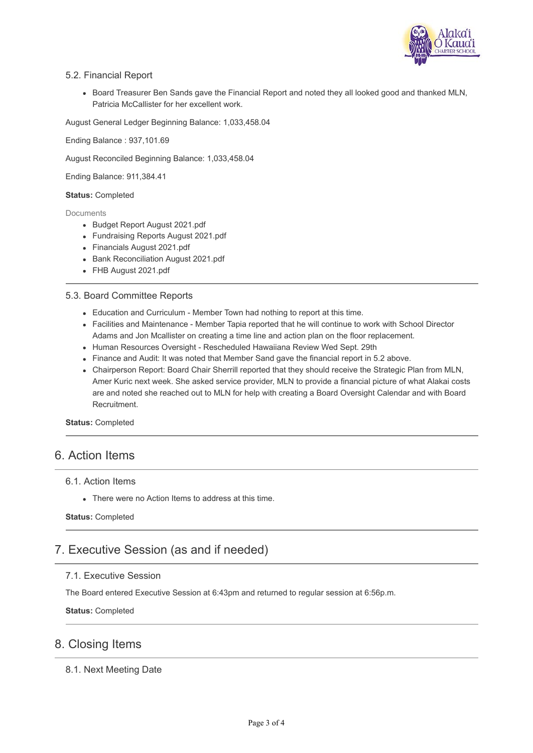### 5.2. Financial Report

- Board Treasurer Ben Sands gave the Financial Report and noted they all looked good and thanked MLN, Patricia McCallister for her excellent work.

August General Ledger Beginning Balance: 1,033,458.04

Ending Balance : 937,101.69

August Reconciled Beginning Balance: 1,033,458.04

Ending Balance: 911,384.41

**Status:** Completed

Documents

- Budget Report August 2021.pdf
- Fundraising Reports August 2021.pdf
- Financials August 2021.pdf
- Bank Reconciliation August 2021.pdf
- FHB August 2021.pdf

### 5.3. Board Committee Reports

- Education and Curriculum - Member Town had nothing to report at this time.
- Facilities and Maintenance - Member Tapia reported that he will continue to work with School Director Adams and Jon Mcallister on creating a time line and action plan on the floor replacement.
- Human Resources Oversight - Rescheduled Hawaiiana Review Wed Sept. 29th
- Finance and Audit: It was noted that Member Sand gave the financial report in 5.2 above.
- Chairperson Report: Board Chair Sherrill reported that they should receive the Strategic Plan from MLN, Amer Kuric next week. She asked service provider, MLN to provide a financial picture of what Alakai costs are and noted she reached out to MLN for help with creating a Board Oversight Calendar and with Board Recruitment.

**Status:** Completed

## 6. Action Items

### 6.1. Action Items

- There were no Action Items to address at this time.

**Status:** Completed

## 7. Executive Session (as and if needed)

### 7.1. Executive Session

The Board entered Executive Session at 6:43pm and returned to regular session at 6:56p.m.

**Status:** Completed

## 8. Closing Items

### 8.1. Next Meeting Date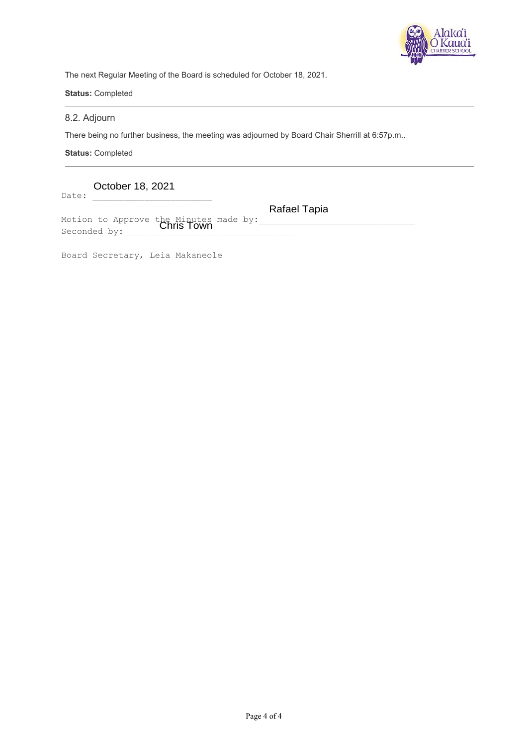The next Regular Meeting of the Board is scheduled for October 18, 2021.

**Status:** Completed

---

### 8.2. Adjourn

There being no further business, the meeting was adjourned by Board Chair Sherrill at 6:57p.m..

**Status:** Completed

---

Date: October 18, 2021

Motion to Approve the Minutes made by: Rafael Tapia

Seconded by: Chris Town

Board Secretary, Leia Makaneole